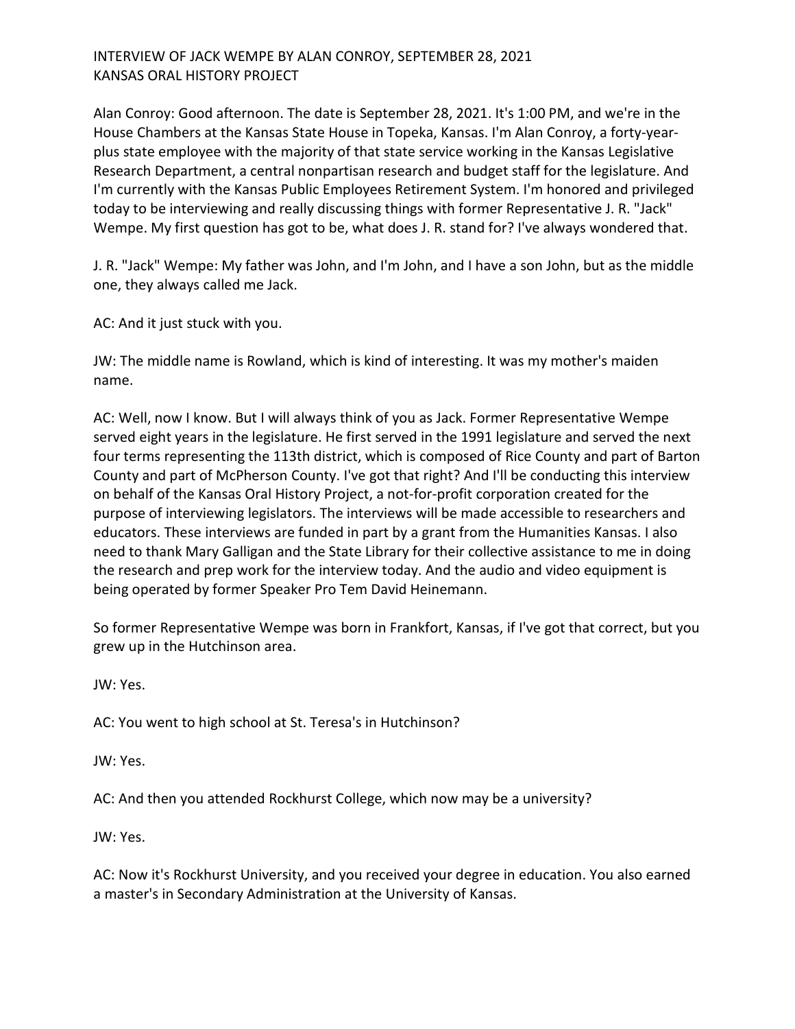# INTERVIEW OF JACK WEMPE BY ALAN CONROY, SEPTEMBER 28, 2021
## KANSAS ORAL HISTORY PROJECT

Alan Conroy: Good afternoon. The date is September 28, 2021. It's 1:00 PM, and we're in the House Chambers at the Kansas State House in Topeka, Kansas. I'm Alan Conroy, a forty-year-plus state employee with the majority of that state service working in the Kansas Legislative Research Department, a central nonpartisan research and budget staff for the legislature. And I'm currently with the Kansas Public Employees Retirement System. I'm honored and privileged today to be interviewing and really discussing things with former Representative J. R. "Jack" Wempe. My first question has got to be, what does J. R. stand for? I've always wondered that.

J. R. "Jack" Wempe: My father was John, and I'm John, and I have a son John, but as the middle one, they always called me Jack.

AC: And it just stuck with you.

JW: The middle name is Rowland, which is kind of interesting. It was my mother's maiden name.

AC: Well, now I know. But I will always think of you as Jack. Former Representative Wempe served eight years in the legislature. He first served in the 1991 legislature and served the next four terms representing the 113th district, which is composed of Rice County and part of Barton County and part of McPherson County. I've got that right? And I'll be conducting this interview on behalf of the Kansas Oral History Project, a not-for-profit corporation created for the purpose of interviewing legislators. The interviews will be made accessible to researchers and educators. These interviews are funded in part by a grant from the Humanities Kansas. I also need to thank Mary Galligan and the State Library for their collective assistance to me in doing the research and prep work for the interview today. And the audio and video equipment is being operated by former Speaker Pro Tem David Heinemann.

So former Representative Wempe was born in Frankfort, Kansas, if I've got that correct, but you grew up in the Hutchinson area.

JW: Yes.

AC: You went to high school at St. Teresa's in Hutchinson?

JW: Yes.

AC: And then you attended Rockhurst College, which now may be a university?

JW: Yes.

AC: Now it's Rockhurst University, and you received your degree in education. You also earned a master's in Secondary Administration at the University of Kansas.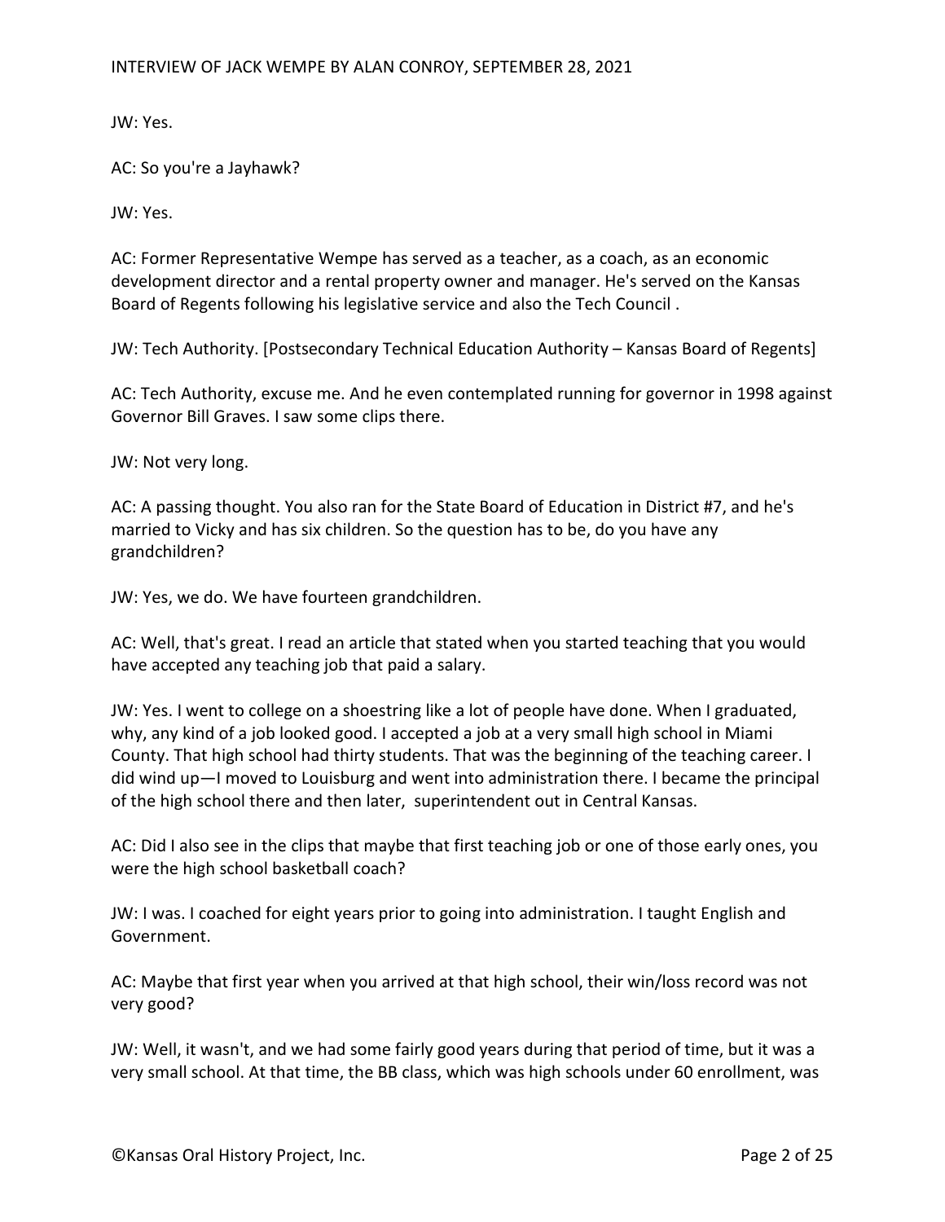JW: Yes.

AC: So you're a Jayhawk?

JW: Yes.

AC: Former Representative Wempe has served as a teacher, as a coach, as an economic development director and a rental property owner and manager. He's served on the Kansas Board of Regents following his legislative service and also the Tech Council .

JW: Tech Authority. [Postsecondary Technical Education Authority – Kansas Board of Regents]

AC: Tech Authority, excuse me. And he even contemplated running for governor in 1998 against Governor Bill Graves. I saw some clips there.

JW: Not very long.

AC: A passing thought. You also ran for the State Board of Education in District #7, and he's married to Vicky and has six children. So the question has to be, do you have any grandchildren?

JW: Yes, we do. We have fourteen grandchildren.

AC: Well, that's great. I read an article that stated when you started teaching that you would have accepted any teaching job that paid a salary.

JW: Yes. I went to college on a shoestring like a lot of people have done. When I graduated, why, any kind of a job looked good. I accepted a job at a very small high school in Miami County. That high school had thirty students. That was the beginning of the teaching career. I did wind up—I moved to Louisburg and went into administration there. I became the principal of the high school there and then later, superintendent out in Central Kansas.

AC: Did I also see in the clips that maybe that first teaching job or one of those early ones, you were the high school basketball coach?

JW: I was. I coached for eight years prior to going into administration. I taught English and Government.

AC: Maybe that first year when you arrived at that high school, their win/loss record was not very good?

JW: Well, it wasn't, and we had some fairly good years during that period of time, but it was a very small school. At that time, the BB class, which was high schools under 60 enrollment, was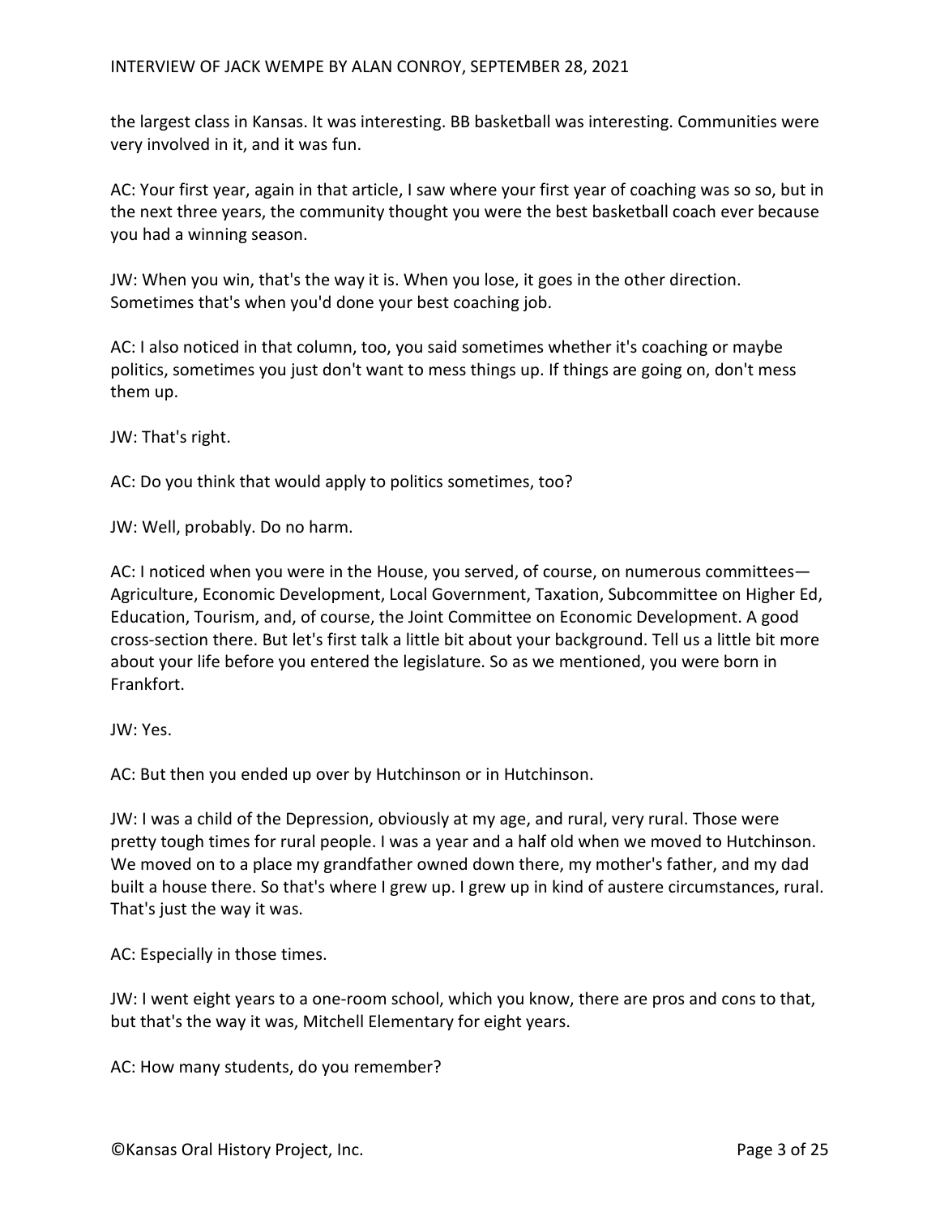the largest class in Kansas. It was interesting. BB basketball was interesting. Communities were very involved in it, and it was fun.

AC: Your first year, again in that article, I saw where your first year of coaching was so so, but in the next three years, the community thought you were the best basketball coach ever because you had a winning season.

JW: When you win, that's the way it is. When you lose, it goes in the other direction. Sometimes that's when you'd done your best coaching job.

AC: I also noticed in that column, too, you said sometimes whether it's coaching or maybe politics, sometimes you just don't want to mess things up. If things are going on, don't mess them up.

JW: That's right.

AC: Do you think that would apply to politics sometimes, too?

JW: Well, probably. Do no harm.

AC: I noticed when you were in the House, you served, of course, on numerous committees—Agriculture, Economic Development, Local Government, Taxation, Subcommittee on Higher Ed, Education, Tourism, and, of course, the Joint Committee on Economic Development. A good cross-section there. But let's first talk a little bit about your background. Tell us a little bit more about your life before you entered the legislature. So as we mentioned, you were born in Frankfort.

JW: Yes.

AC: But then you ended up over by Hutchinson or in Hutchinson.

JW: I was a child of the Depression, obviously at my age, and rural, very rural. Those were pretty tough times for rural people. I was a year and a half old when we moved to Hutchinson. We moved on to a place my grandfather owned down there, my mother's father, and my dad built a house there. So that's where I grew up. I grew up in kind of austere circumstances, rural. That's just the way it was.

AC: Especially in those times.

JW: I went eight years to a one-room school, which you know, there are pros and cons to that, but that's the way it was, Mitchell Elementary for eight years.

AC: How many students, do you remember?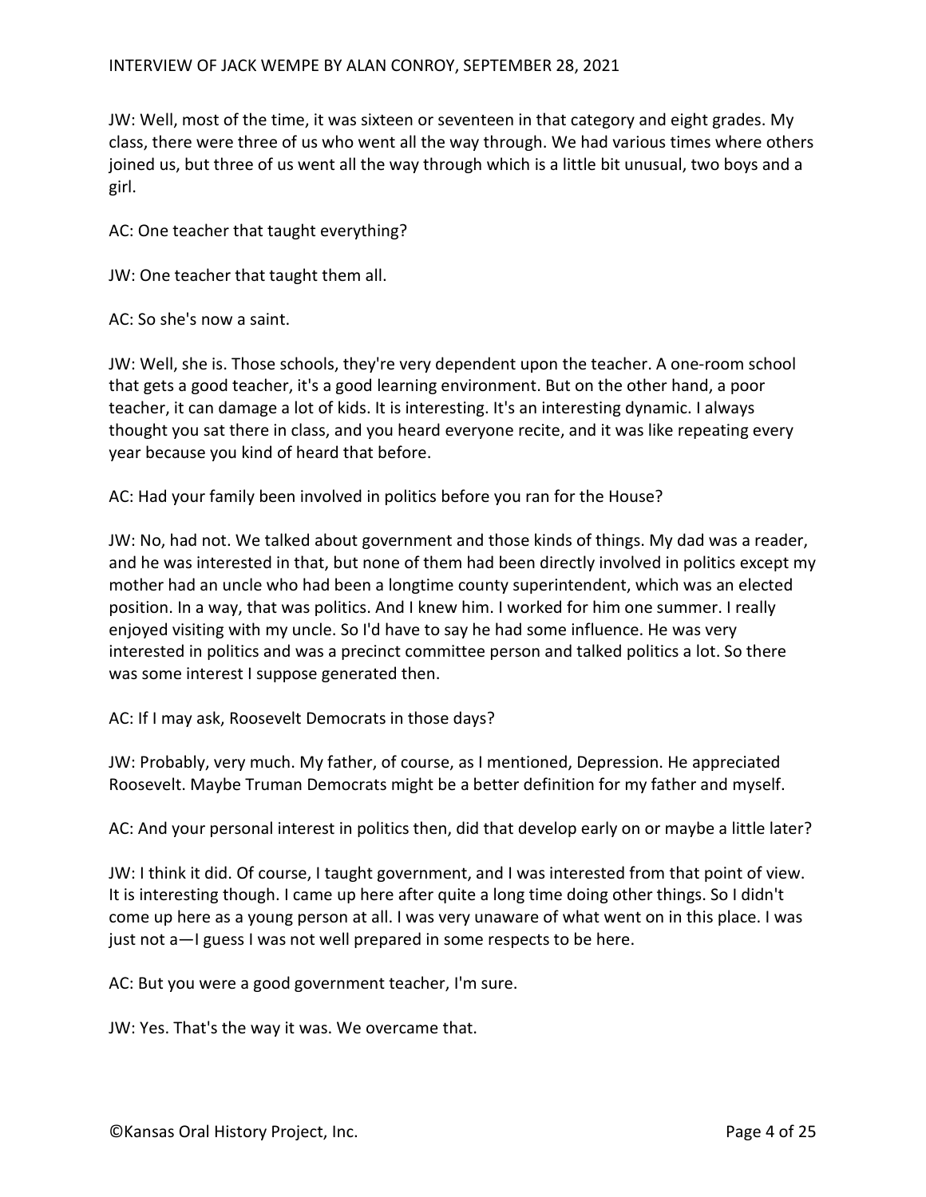JW: Well, most of the time, it was sixteen or seventeen in that category and eight grades. My class, there were three of us who went all the way through. We had various times where others joined us, but three of us went all the way through which is a little bit unusual, two boys and a girl.

AC: One teacher that taught everything?

JW: One teacher that taught them all.

AC: So she's now a saint.

JW: Well, she is. Those schools, they're very dependent upon the teacher. A one-room school that gets a good teacher, it's a good learning environment. But on the other hand, a poor teacher, it can damage a lot of kids. It is interesting. It's an interesting dynamic. I always thought you sat there in class, and you heard everyone recite, and it was like repeating every year because you kind of heard that before.

AC: Had your family been involved in politics before you ran for the House?

JW: No, had not. We talked about government and those kinds of things. My dad was a reader, and he was interested in that, but none of them had been directly involved in politics except my mother had an uncle who had been a longtime county superintendent, which was an elected position. In a way, that was politics. And I knew him. I worked for him one summer. I really enjoyed visiting with my uncle. So I'd have to say he had some influence. He was very interested in politics and was a precinct committee person and talked politics a lot. So there was some interest I suppose generated then.

AC: If I may ask, Roosevelt Democrats in those days?

JW: Probably, very much. My father, of course, as I mentioned, Depression. He appreciated Roosevelt. Maybe Truman Democrats might be a better definition for my father and myself.

AC: And your personal interest in politics then, did that develop early on or maybe a little later?

JW: I think it did. Of course, I taught government, and I was interested from that point of view. It is interesting though. I came up here after quite a long time doing other things. So I didn't come up here as a young person at all. I was very unaware of what went on in this place. I was just not a—I guess I was not well prepared in some respects to be here.

AC: But you were a good government teacher, I'm sure.

JW: Yes. That's the way it was. We overcame that.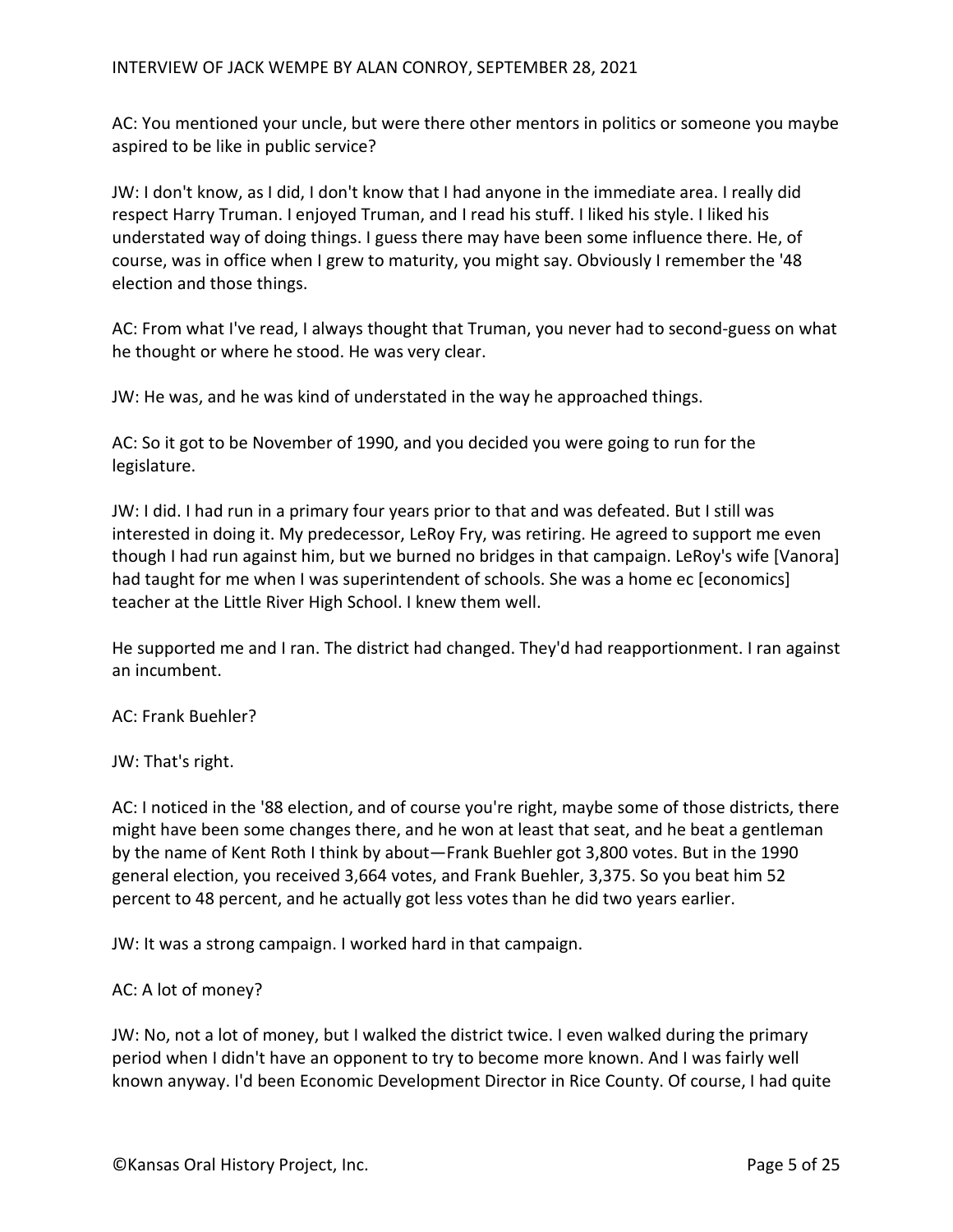AC: You mentioned your uncle, but were there other mentors in politics or someone you maybe aspired to be like in public service?

JW: I don't know, as I did, I don't know that I had anyone in the immediate area. I really did respect Harry Truman. I enjoyed Truman, and I read his stuff. I liked his style. I liked his understated way of doing things. I guess there may have been some influence there. He, of course, was in office when I grew to maturity, you might say. Obviously I remember the '48 election and those things.

AC: From what I've read, I always thought that Truman, you never had to second-guess on what he thought or where he stood. He was very clear.

JW: He was, and he was kind of understated in the way he approached things.

AC: So it got to be November of 1990, and you decided you were going to run for the legislature.

JW: I did. I had run in a primary four years prior to that and was defeated. But I still was interested in doing it. My predecessor, LeRoy Fry, was retiring. He agreed to support me even though I had run against him, but we burned no bridges in that campaign. LeRoy's wife [Vanora] had taught for me when I was superintendent of schools. She was a home ec [economics] teacher at the Little River High School. I knew them well.

He supported me and I ran. The district had changed. They'd had reapportionment. I ran against an incumbent.

AC: Frank Buehler?

JW: That's right.

AC: I noticed in the '88 election, and of course you're right, maybe some of those districts, there might have been some changes there, and he won at least that seat, and he beat a gentleman by the name of Kent Roth I think by about—Frank Buehler got 3,800 votes. But in the 1990 general election, you received 3,664 votes, and Frank Buehler, 3,375. So you beat him 52 percent to 48 percent, and he actually got less votes than he did two years earlier.

JW: It was a strong campaign. I worked hard in that campaign.

AC: A lot of money?

JW: No, not a lot of money, but I walked the district twice. I even walked during the primary period when I didn't have an opponent to try to become more known. And I was fairly well known anyway. I'd been Economic Development Director in Rice County. Of course, I had quite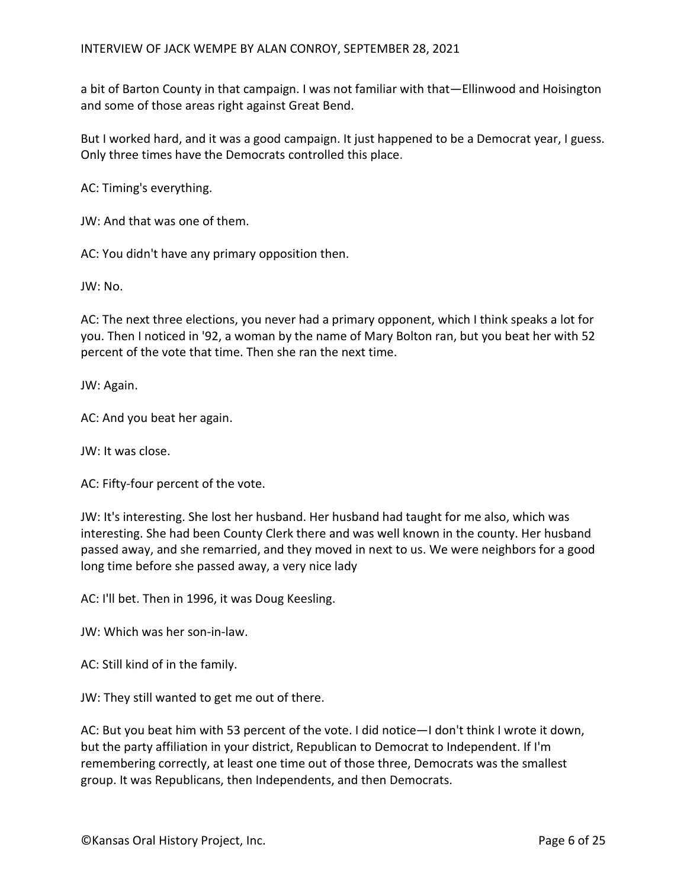a bit of Barton County in that campaign. I was not familiar with that—Ellinwood and Hoisington and some of those areas right against Great Bend.

But I worked hard, and it was a good campaign. It just happened to be a Democrat year, I guess. Only three times have the Democrats controlled this place.

AC: Timing's everything.

JW: And that was one of them.

AC: You didn't have any primary opposition then.

JW: No.

AC: The next three elections, you never had a primary opponent, which I think speaks a lot for you. Then I noticed in '92, a woman by the name of Mary Bolton ran, but you beat her with 52 percent of the vote that time. Then she ran the next time.

JW: Again.

AC: And you beat her again.

JW: It was close.

AC: Fifty-four percent of the vote.

JW: It's interesting. She lost her husband. Her husband had taught for me also, which was interesting. She had been County Clerk there and was well known in the county. Her husband passed away, and she remarried, and they moved in next to us. We were neighbors for a good long time before she passed away, a very nice lady

AC: I'll bet. Then in 1996, it was Doug Keesling.

JW: Which was her son-in-law.

AC: Still kind of in the family.

JW: They still wanted to get me out of there.

AC: But you beat him with 53 percent of the vote. I did notice—I don't think I wrote it down, but the party affiliation in your district, Republican to Democrat to Independent. If I'm remembering correctly, at least one time out of those three, Democrats was the smallest group. It was Republicans, then Independents, and then Democrats.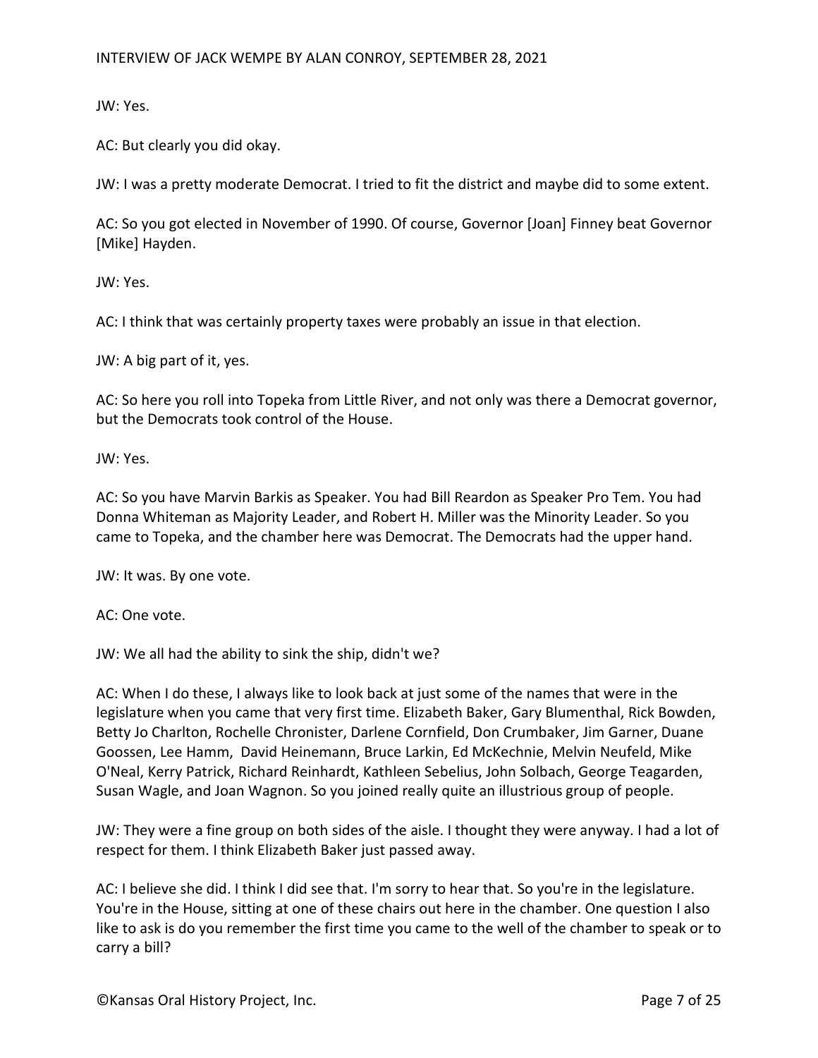JW: Yes.

AC: But clearly you did okay.

JW: I was a pretty moderate Democrat. I tried to fit the district and maybe did to some extent.

AC: So you got elected in November of 1990. Of course, Governor [Joan] Finney beat Governor [Mike] Hayden.

JW: Yes.

AC: I think that was certainly property taxes were probably an issue in that election.

JW: A big part of it, yes.

AC: So here you roll into Topeka from Little River, and not only was there a Democrat governor, but the Democrats took control of the House.

JW: Yes.

AC: So you have Marvin Barkis as Speaker. You had Bill Reardon as Speaker Pro Tem. You had Donna Whiteman as Majority Leader, and Robert H. Miller was the Minority Leader. So you came to Topeka, and the chamber here was Democrat. The Democrats had the upper hand.

JW: It was. By one vote.

AC: One vote.

JW: We all had the ability to sink the ship, didn't we?

AC: When I do these, I always like to look back at just some of the names that were in the legislature when you came that very first time. Elizabeth Baker, Gary Blumenthal, Rick Bowden, Betty Jo Charlton, Rochelle Chronister, Darlene Cornfield, Don Crumbaker, Jim Garner, Duane Goossen, Lee Hamm, David Heinemann, Bruce Larkin, Ed McKechnie, Melvin Neufeld, Mike O'Neal, Kerry Patrick, Richard Reinhardt, Kathleen Sebelius, John Solbach, George Teagarden, Susan Wagle, and Joan Wagnon. So you joined really quite an illustrious group of people.

JW: They were a fine group on both sides of the aisle. I thought they were anyway. I had a lot of respect for them. I think Elizabeth Baker just passed away.

AC: I believe she did. I think I did see that. I'm sorry to hear that. So you're in the legislature. You're in the House, sitting at one of these chairs out here in the chamber. One question I also like to ask is do you remember the first time you came to the well of the chamber to speak or to carry a bill?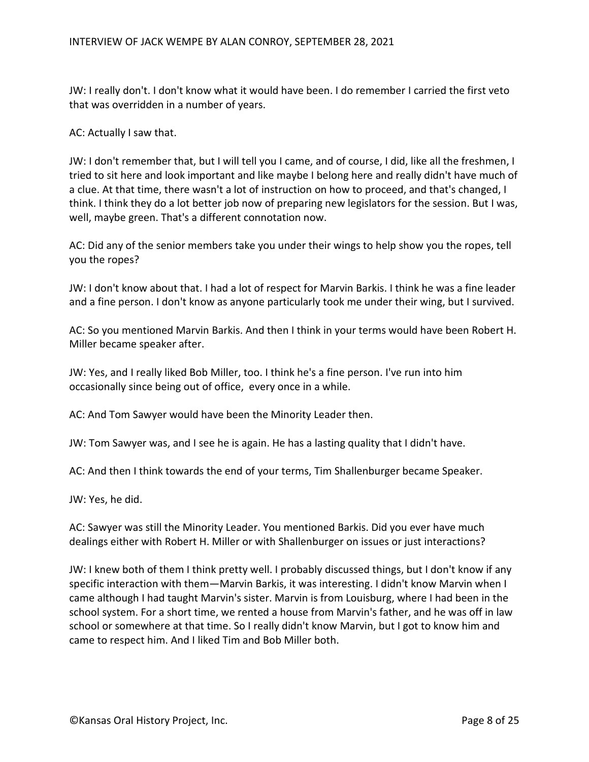JW: I really don't. I don't know what it would have been. I do remember I carried the first veto that was overridden in a number of years.

AC: Actually I saw that.

JW: I don't remember that, but I will tell you I came, and of course, I did, like all the freshmen, I tried to sit here and look important and like maybe I belong here and really didn't have much of a clue. At that time, there wasn't a lot of instruction on how to proceed, and that's changed, I think. I think they do a lot better job now of preparing new legislators for the session. But I was, well, maybe green. That's a different connotation now.

AC: Did any of the senior members take you under their wings to help show you the ropes, tell you the ropes?

JW: I don't know about that. I had a lot of respect for Marvin Barkis. I think he was a fine leader and a fine person. I don't know as anyone particularly took me under their wing, but I survived.

AC: So you mentioned Marvin Barkis. And then I think in your terms would have been Robert H. Miller became speaker after.

JW: Yes, and I really liked Bob Miller, too. I think he's a fine person. I've run into him occasionally since being out of office, every once in a while.

AC: And Tom Sawyer would have been the Minority Leader then.

JW: Tom Sawyer was, and I see he is again. He has a lasting quality that I didn't have.

AC: And then I think towards the end of your terms, Tim Shallenburger became Speaker.

JW: Yes, he did.

AC: Sawyer was still the Minority Leader. You mentioned Barkis. Did you ever have much dealings either with Robert H. Miller or with Shallenburger on issues or just interactions?

JW: I knew both of them I think pretty well. I probably discussed things, but I don't know if any specific interaction with them—Marvin Barkis, it was interesting. I didn't know Marvin when I came although I had taught Marvin's sister. Marvin is from Louisburg, where I had been in the school system. For a short time, we rented a house from Marvin's father, and he was off in law school or somewhere at that time. So I really didn't know Marvin, but I got to know him and came to respect him. And I liked Tim and Bob Miller both.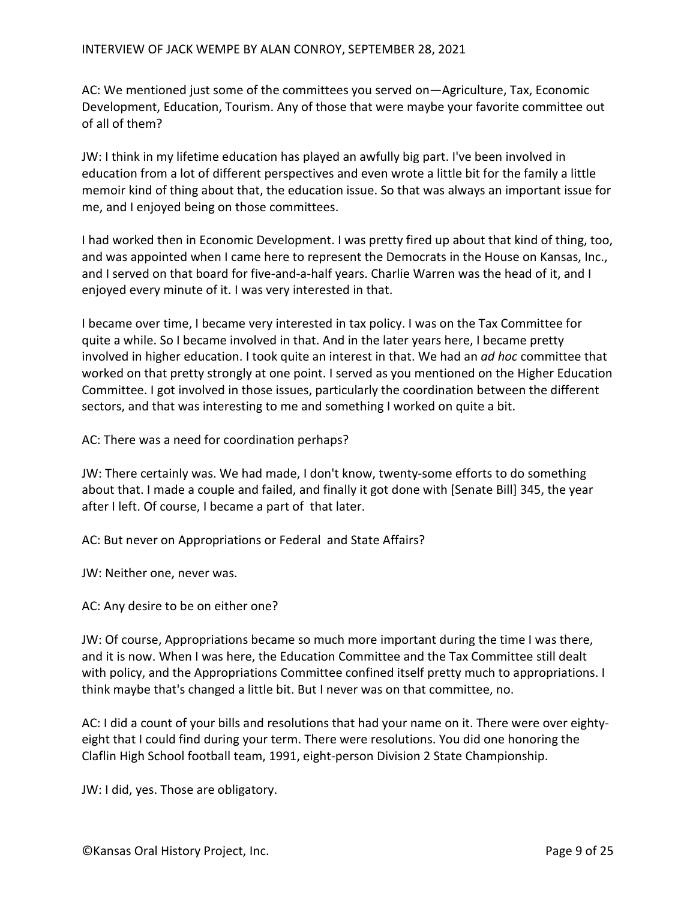AC: We mentioned just some of the committees you served on—Agriculture, Tax, Economic Development, Education, Tourism. Any of those that were maybe your favorite committee out of all of them?

JW: I think in my lifetime education has played an awfully big part. I've been involved in education from a lot of different perspectives and even wrote a little bit for the family a little memoir kind of thing about that, the education issue. So that was always an important issue for me, and I enjoyed being on those committees.

I had worked then in Economic Development. I was pretty fired up about that kind of thing, too, and was appointed when I came here to represent the Democrats in the House on Kansas, Inc., and I served on that board for five-and-a-half years. Charlie Warren was the head of it, and I enjoyed every minute of it. I was very interested in that.

I became over time, I became very interested in tax policy. I was on the Tax Committee for quite a while. So I became involved in that. And in the later years here, I became pretty involved in higher education. I took quite an interest in that. We had an *ad hoc* committee that worked on that pretty strongly at one point. I served as you mentioned on the Higher Education Committee. I got involved in those issues, particularly the coordination between the different sectors, and that was interesting to me and something I worked on quite a bit.

AC: There was a need for coordination perhaps?

JW: There certainly was. We had made, I don't know, twenty-some efforts to do something about that. I made a couple and failed, and finally it got done with [Senate Bill] 345, the year after I left. Of course, I became a part of that later.

AC: But never on Appropriations or Federal and State Affairs?

JW: Neither one, never was.

AC: Any desire to be on either one?

JW: Of course, Appropriations became so much more important during the time I was there, and it is now. When I was here, the Education Committee and the Tax Committee still dealt with policy, and the Appropriations Committee confined itself pretty much to appropriations. I think maybe that's changed a little bit. But I never was on that committee, no.

AC: I did a count of your bills and resolutions that had your name on it. There were over eighty-eight that I could find during your term. There were resolutions. You did one honoring the Claflin High School football team, 1991, eight-person Division 2 State Championship.

JW: I did, yes. Those are obligatory.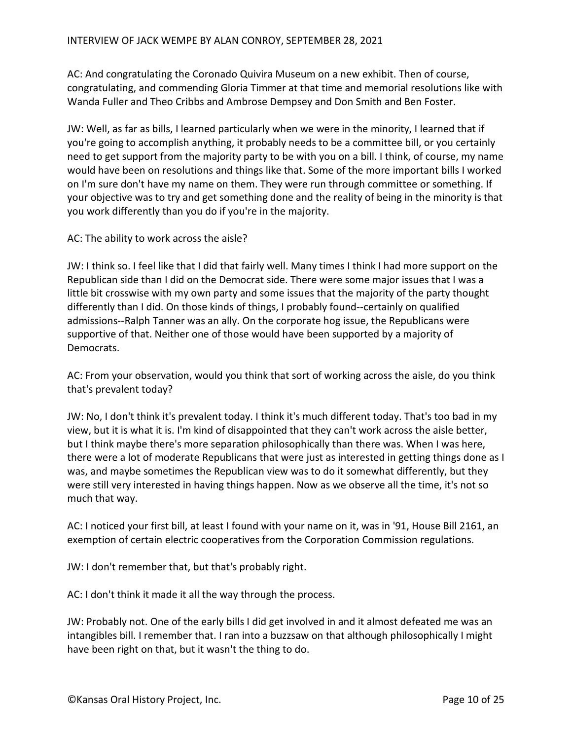AC: And congratulating the Coronado Quivira Museum on a new exhibit. Then of course, congratulating, and commending Gloria Timmer at that time and memorial resolutions like with Wanda Fuller and Theo Cribbs and Ambrose Dempsey and Don Smith and Ben Foster.

JW: Well, as far as bills, I learned particularly when we were in the minority, I learned that if you're going to accomplish anything, it probably needs to be a committee bill, or you certainly need to get support from the majority party to be with you on a bill. I think, of course, my name would have been on resolutions and things like that. Some of the more important bills I worked on I'm sure don't have my name on them. They were run through committee or something. If your objective was to try and get something done and the reality of being in the minority is that you work differently than you do if you're in the majority.

AC: The ability to work across the aisle?

JW: I think so. I feel like that I did that fairly well. Many times I think I had more support on the Republican side than I did on the Democrat side. There were some major issues that I was a little bit crosswise with my own party and some issues that the majority of the party thought differently than I did. On those kinds of things, I probably found--certainly on qualified admissions--Ralph Tanner was an ally. On the corporate hog issue, the Republicans were supportive of that. Neither one of those would have been supported by a majority of Democrats.

AC: From your observation, would you think that sort of working across the aisle, do you think that's prevalent today?

JW: No, I don't think it's prevalent today. I think it's much different today. That's too bad in my view, but it is what it is. I'm kind of disappointed that they can't work across the aisle better, but I think maybe there's more separation philosophically than there was. When I was here, there were a lot of moderate Republicans that were just as interested in getting things done as I was, and maybe sometimes the Republican view was to do it somewhat differently, but they were still very interested in having things happen. Now as we observe all the time, it's not so much that way.

AC: I noticed your first bill, at least I found with your name on it, was in '91, House Bill 2161, an exemption of certain electric cooperatives from the Corporation Commission regulations.

JW: I don't remember that, but that's probably right.

AC: I don't think it made it all the way through the process.

JW: Probably not. One of the early bills I did get involved in and it almost defeated me was an intangibles bill. I remember that. I ran into a buzzsaw on that although philosophically I might have been right on that, but it wasn't the thing to do.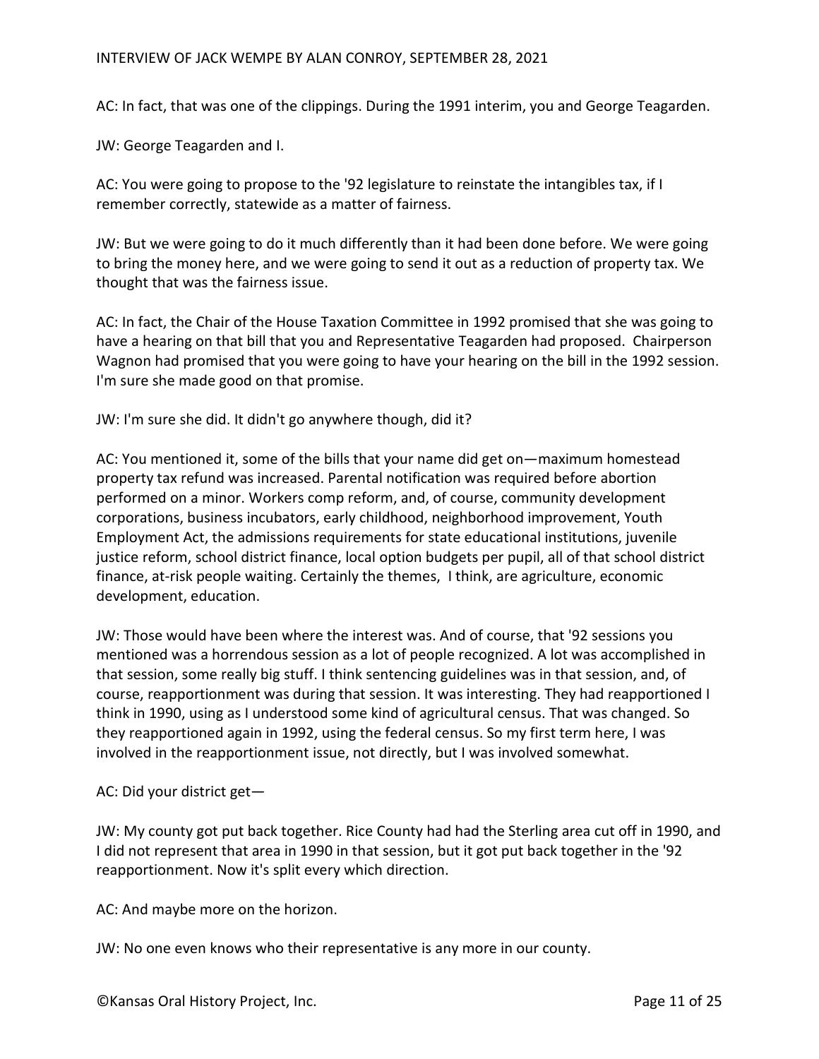AC: In fact, that was one of the clippings. During the 1991 interim, you and George Teagarden.

JW: George Teagarden and I.

AC: You were going to propose to the '92 legislature to reinstate the intangibles tax, if I remember correctly, statewide as a matter of fairness.

JW: But we were going to do it much differently than it had been done before. We were going to bring the money here, and we were going to send it out as a reduction of property tax. We thought that was the fairness issue.

AC: In fact, the Chair of the House Taxation Committee in 1992 promised that she was going to have a hearing on that bill that you and Representative Teagarden had proposed. Chairperson Wagnon had promised that you were going to have your hearing on the bill in the 1992 session. I'm sure she made good on that promise.

JW: I'm sure she did. It didn't go anywhere though, did it?

AC: You mentioned it, some of the bills that your name did get on—maximum homestead property tax refund was increased. Parental notification was required before abortion performed on a minor. Workers comp reform, and, of course, community development corporations, business incubators, early childhood, neighborhood improvement, Youth Employment Act, the admissions requirements for state educational institutions, juvenile justice reform, school district finance, local option budgets per pupil, all of that school district finance, at-risk people waiting. Certainly the themes, I think, are agriculture, economic development, education.

JW: Those would have been where the interest was. And of course, that '92 sessions you mentioned was a horrendous session as a lot of people recognized. A lot was accomplished in that session, some really big stuff. I think sentencing guidelines was in that session, and, of course, reapportionment was during that session. It was interesting. They had reapportioned I think in 1990, using as I understood some kind of agricultural census. That was changed. So they reapportioned again in 1992, using the federal census. So my first term here, I was involved in the reapportionment issue, not directly, but I was involved somewhat.

AC: Did your district get—

JW: My county got put back together. Rice County had had the Sterling area cut off in 1990, and I did not represent that area in 1990 in that session, but it got put back together in the '92 reapportionment. Now it's split every which direction.

AC: And maybe more on the horizon.

JW: No one even knows who their representative is any more in our county.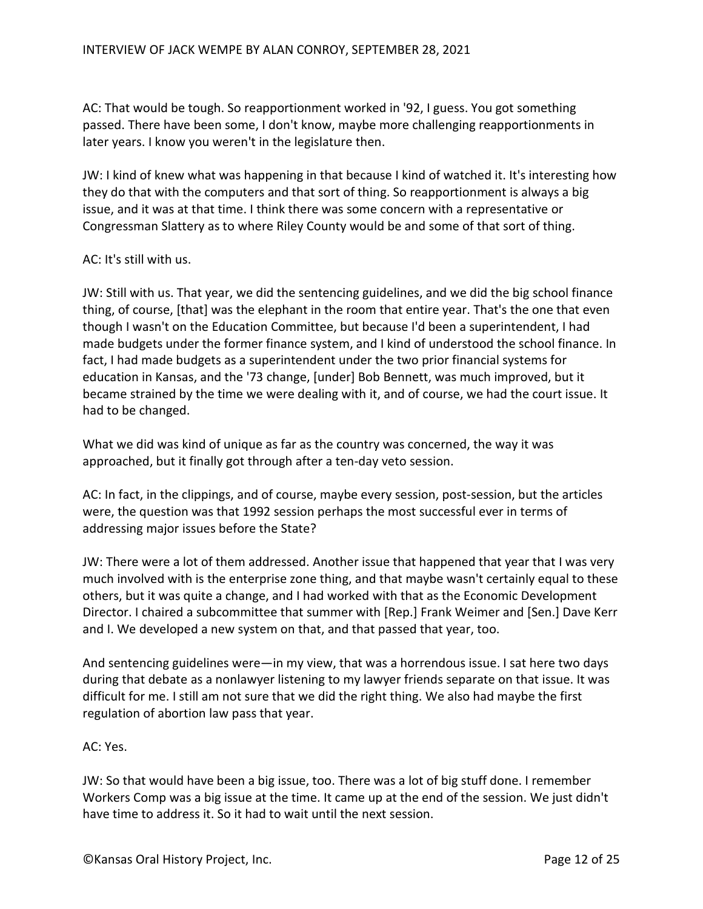AC: That would be tough. So reapportionment worked in '92, I guess. You got something passed. There have been some, I don't know, maybe more challenging reapportionments in later years. I know you weren't in the legislature then.

JW: I kind of knew what was happening in that because I kind of watched it. It's interesting how they do that with the computers and that sort of thing. So reapportionment is always a big issue, and it was at that time. I think there was some concern with a representative or Congressman Slattery as to where Riley County would be and some of that sort of thing.

AC: It's still with us.

JW: Still with us. That year, we did the sentencing guidelines, and we did the big school finance thing, of course, [that] was the elephant in the room that entire year. That's the one that even though I wasn't on the Education Committee, but because I'd been a superintendent, I had made budgets under the former finance system, and I kind of understood the school finance. In fact, I had made budgets as a superintendent under the two prior financial systems for education in Kansas, and the '73 change, [under] Bob Bennett, was much improved, but it became strained by the time we were dealing with it, and of course, we had the court issue. It had to be changed.

What we did was kind of unique as far as the country was concerned, the way it was approached, but it finally got through after a ten-day veto session.

AC: In fact, in the clippings, and of course, maybe every session, post-session, but the articles were, the question was that 1992 session perhaps the most successful ever in terms of addressing major issues before the State?

JW: There were a lot of them addressed. Another issue that happened that year that I was very much involved with is the enterprise zone thing, and that maybe wasn't certainly equal to these others, but it was quite a change, and I had worked with that as the Economic Development Director. I chaired a subcommittee that summer with [Rep.] Frank Weimer and [Sen.] Dave Kerr and I. We developed a new system on that, and that passed that year, too.

And sentencing guidelines were—in my view, that was a horrendous issue. I sat here two days during that debate as a nonlawyer listening to my lawyer friends separate on that issue. It was difficult for me. I still am not sure that we did the right thing. We also had maybe the first regulation of abortion law pass that year.

AC: Yes.

JW: So that would have been a big issue, too. There was a lot of big stuff done. I remember Workers Comp was a big issue at the time. It came up at the end of the session. We just didn't have time to address it. So it had to wait until the next session.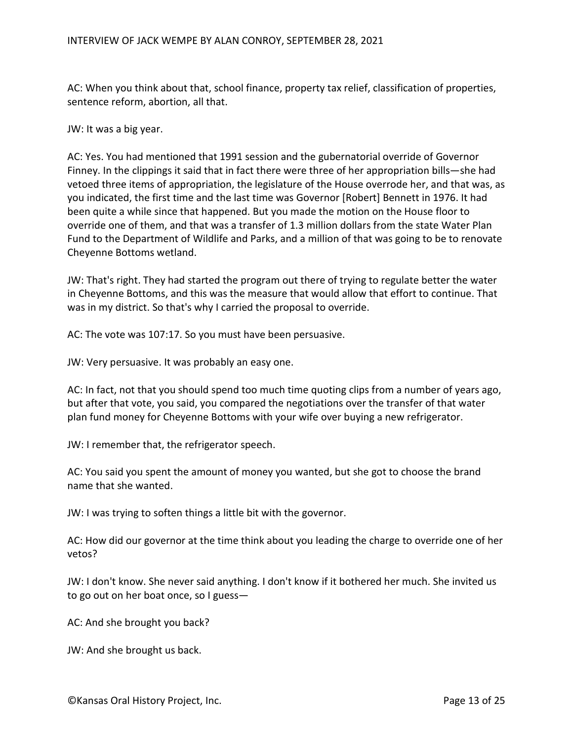AC: When you think about that, school finance, property tax relief, classification of properties, sentence reform, abortion, all that.

JW: It was a big year.

AC: Yes. You had mentioned that 1991 session and the gubernatorial override of Governor Finney. In the clippings it said that in fact there were three of her appropriation bills—she had vetoed three items of appropriation, the legislature of the House overrode her, and that was, as you indicated, the first time and the last time was Governor [Robert] Bennett in 1976. It had been quite a while since that happened. But you made the motion on the House floor to override one of them, and that was a transfer of 1.3 million dollars from the state Water Plan Fund to the Department of Wildlife and Parks, and a million of that was going to be to renovate Cheyenne Bottoms wetland.

JW: That's right. They had started the program out there of trying to regulate better the water in Cheyenne Bottoms, and this was the measure that would allow that effort to continue. That was in my district. So that's why I carried the proposal to override.

AC: The vote was 107:17. So you must have been persuasive.

JW: Very persuasive. It was probably an easy one.

AC: In fact, not that you should spend too much time quoting clips from a number of years ago, but after that vote, you said, you compared the negotiations over the transfer of that water plan fund money for Cheyenne Bottoms with your wife over buying a new refrigerator.

JW: I remember that, the refrigerator speech.

AC: You said you spent the amount of money you wanted, but she got to choose the brand name that she wanted.

JW: I was trying to soften things a little bit with the governor.

AC: How did our governor at the time think about you leading the charge to override one of her vetos?

JW: I don't know. She never said anything. I don't know if it bothered her much. She invited us to go out on her boat once, so I guess—

AC: And she brought you back?

JW: And she brought us back.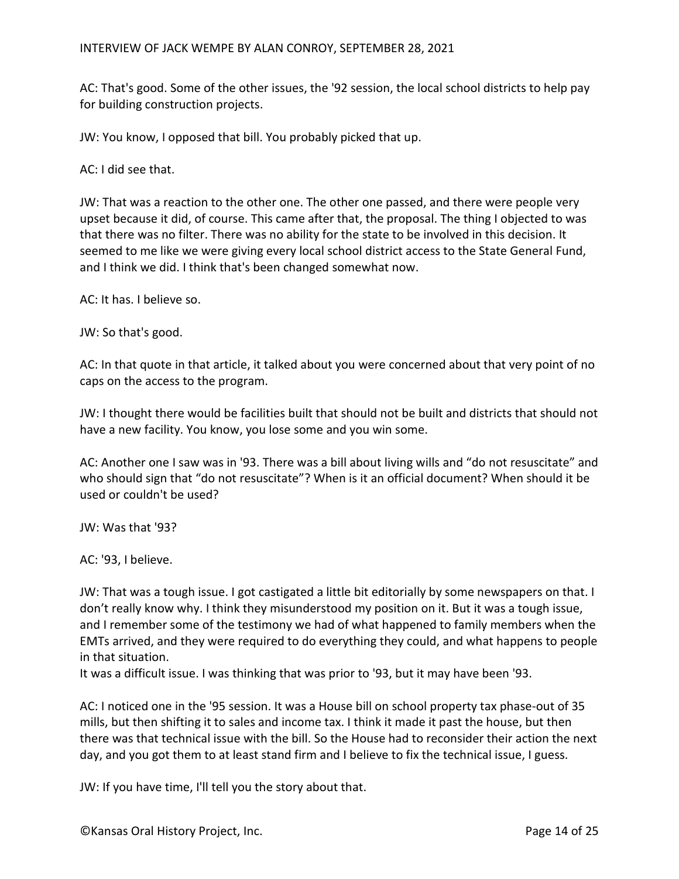AC: That's good. Some of the other issues, the '92 session, the local school districts to help pay for building construction projects.

JW: You know, I opposed that bill. You probably picked that up.

AC: I did see that.

JW: That was a reaction to the other one. The other one passed, and there were people very upset because it did, of course. This came after that, the proposal. The thing I objected to was that there was no filter. There was no ability for the state to be involved in this decision. It seemed to me like we were giving every local school district access to the State General Fund, and I think we did. I think that's been changed somewhat now.

AC: It has. I believe so.

JW: So that's good.

AC: In that quote in that article, it talked about you were concerned about that very point of no caps on the access to the program.

JW: I thought there would be facilities built that should not be built and districts that should not have a new facility. You know, you lose some and you win some.

AC: Another one I saw was in '93. There was a bill about living wills and "do not resuscitate" and who should sign that "do not resuscitate"? When is it an official document? When should it be used or couldn't be used?

JW: Was that '93?

AC: '93, I believe.

JW: That was a tough issue. I got castigated a little bit editorially by some newspapers on that. I don't really know why. I think they misunderstood my position on it. But it was a tough issue, and I remember some of the testimony we had of what happened to family members when the EMTs arrived, and they were required to do everything they could, and what happens to people in that situation.
It was a difficult issue. I was thinking that was prior to '93, but it may have been '93.

AC: I noticed one in the '95 session. It was a House bill on school property tax phase-out of 35 mills, but then shifting it to sales and income tax. I think it made it past the house, but then there was that technical issue with the bill. So the House had to reconsider their action the next day, and you got them to at least stand firm and I believe to fix the technical issue, I guess.

JW: If you have time, I'll tell you the story about that.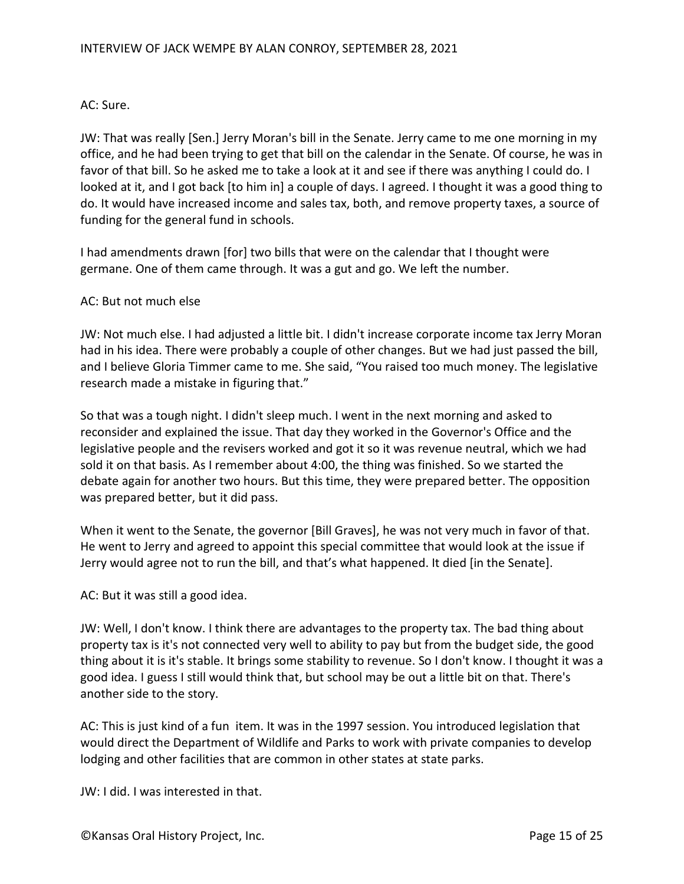AC: Sure.

JW: That was really [Sen.] Jerry Moran's bill in the Senate. Jerry came to me one morning in my office, and he had been trying to get that bill on the calendar in the Senate. Of course, he was in favor of that bill. So he asked me to take a look at it and see if there was anything I could do. I looked at it, and I got back [to him in] a couple of days. I agreed. I thought it was a good thing to do. It would have increased income and sales tax, both, and remove property taxes, a source of funding for the general fund in schools.

I had amendments drawn [for] two bills that were on the calendar that I thought were germane. One of them came through. It was a gut and go. We left the number.

AC: But not much else

JW: Not much else. I had adjusted a little bit. I didn't increase corporate income tax Jerry Moran had in his idea. There were probably a couple of other changes. But we had just passed the bill, and I believe Gloria Timmer came to me. She said, "You raised too much money. The legislative research made a mistake in figuring that."

So that was a tough night. I didn't sleep much. I went in the next morning and asked to reconsider and explained the issue. That day they worked in the Governor's Office and the legislative people and the revisers worked and got it so it was revenue neutral, which we had sold it on that basis. As I remember about 4:00, the thing was finished. So we started the debate again for another two hours. But this time, they were prepared better. The opposition was prepared better, but it did pass.

When it went to the Senate, the governor [Bill Graves], he was not very much in favor of that. He went to Jerry and agreed to appoint this special committee that would look at the issue if Jerry would agree not to run the bill, and that's what happened. It died [in the Senate].

AC: But it was still a good idea.

JW: Well, I don't know. I think there are advantages to the property tax. The bad thing about property tax is it's not connected very well to ability to pay but from the budget side, the good thing about it is it's stable. It brings some stability to revenue. So I don't know. I thought it was a good idea. I guess I still would think that, but school may be out a little bit on that. There's another side to the story.

AC: This is just kind of a fun item. It was in the 1997 session. You introduced legislation that would direct the Department of Wildlife and Parks to work with private companies to develop lodging and other facilities that are common in other states at state parks.

JW: I did. I was interested in that.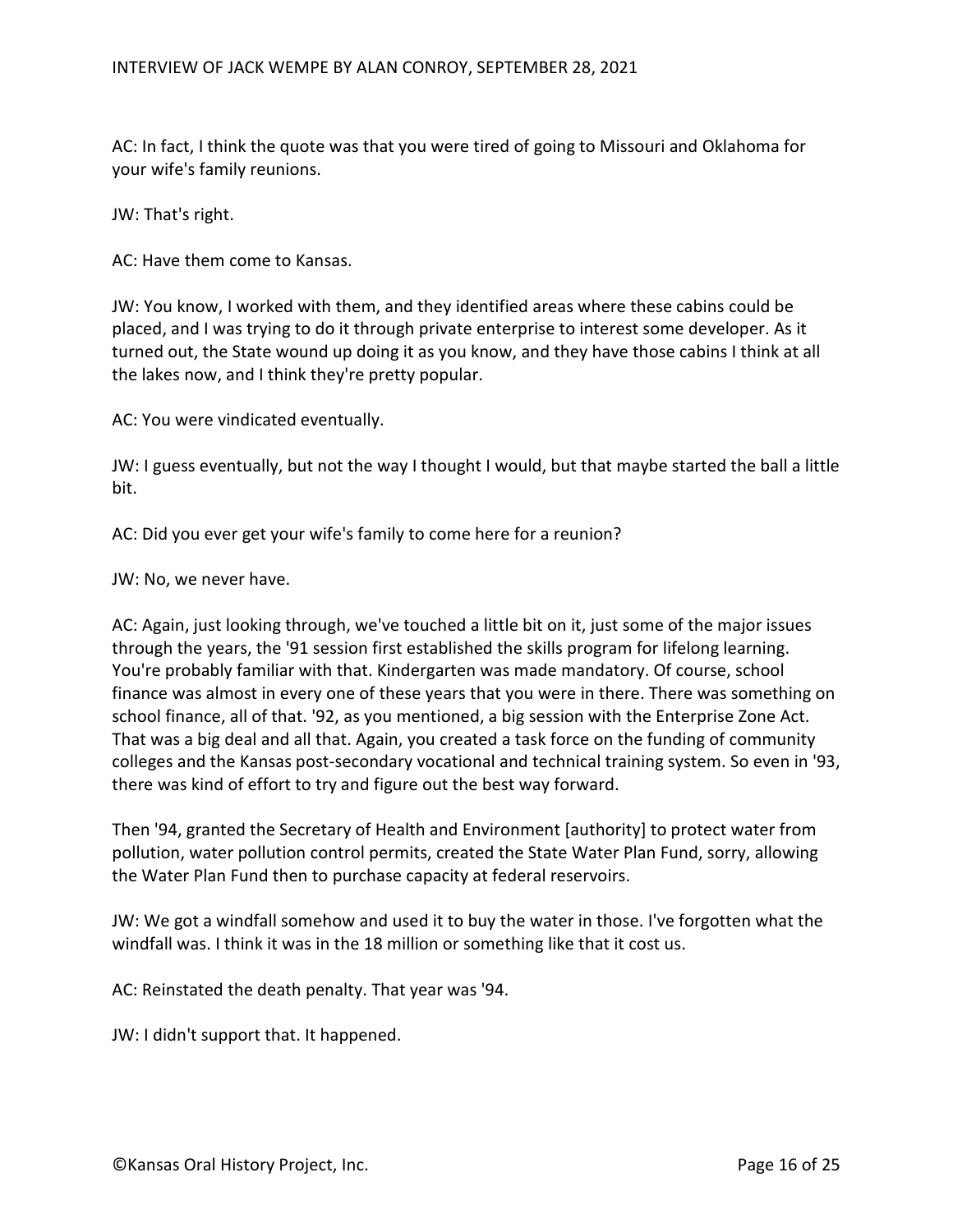AC: In fact, I think the quote was that you were tired of going to Missouri and Oklahoma for your wife's family reunions.

JW: That's right.

AC: Have them come to Kansas.

JW: You know, I worked with them, and they identified areas where these cabins could be placed, and I was trying to do it through private enterprise to interest some developer. As it turned out, the State wound up doing it as you know, and they have those cabins I think at all the lakes now, and I think they're pretty popular.

AC: You were vindicated eventually.

JW: I guess eventually, but not the way I thought I would, but that maybe started the ball a little bit.

AC: Did you ever get your wife's family to come here for a reunion?

JW: No, we never have.

AC: Again, just looking through, we've touched a little bit on it, just some of the major issues through the years, the '91 session first established the skills program for lifelong learning. You're probably familiar with that. Kindergarten was made mandatory. Of course, school finance was almost in every one of these years that you were in there. There was something on school finance, all of that. '92, as you mentioned, a big session with the Enterprise Zone Act. That was a big deal and all that. Again, you created a task force on the funding of community colleges and the Kansas post-secondary vocational and technical training system. So even in '93, there was kind of effort to try and figure out the best way forward.

Then '94, granted the Secretary of Health and Environment [authority] to protect water from pollution, water pollution control permits, created the State Water Plan Fund, sorry, allowing the Water Plan Fund then to purchase capacity at federal reservoirs.

JW: We got a windfall somehow and used it to buy the water in those. I've forgotten what the windfall was. I think it was in the 18 million or something like that it cost us.

AC: Reinstated the death penalty. That year was '94.

JW: I didn't support that. It happened.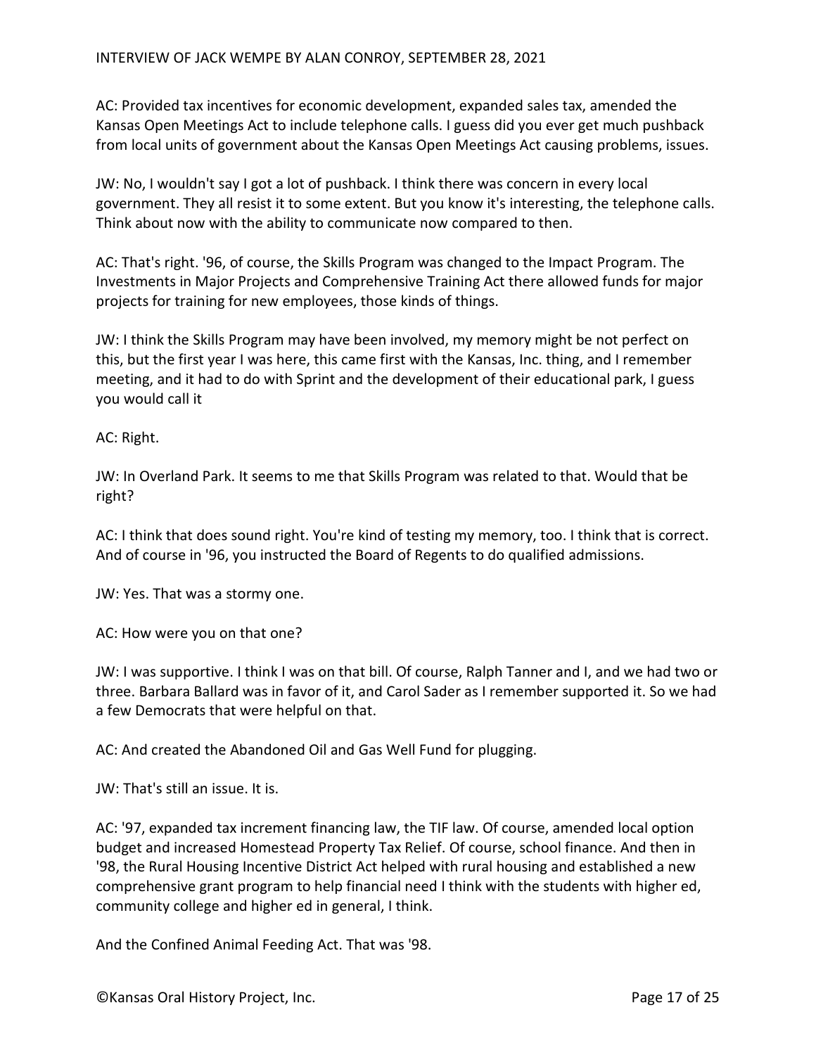AC: Provided tax incentives for economic development, expanded sales tax, amended the Kansas Open Meetings Act to include telephone calls. I guess did you ever get much pushback from local units of government about the Kansas Open Meetings Act causing problems, issues.

JW: No, I wouldn't say I got a lot of pushback. I think there was concern in every local government. They all resist it to some extent. But you know it's interesting, the telephone calls. Think about now with the ability to communicate now compared to then.

AC: That's right. '96, of course, the Skills Program was changed to the Impact Program. The Investments in Major Projects and Comprehensive Training Act there allowed funds for major projects for training for new employees, those kinds of things.

JW: I think the Skills Program may have been involved, my memory might be not perfect on this, but the first year I was here, this came first with the Kansas, Inc. thing, and I remember meeting, and it had to do with Sprint and the development of their educational park, I guess you would call it

AC: Right.

JW: In Overland Park. It seems to me that Skills Program was related to that. Would that be right?

AC: I think that does sound right. You're kind of testing my memory, too. I think that is correct. And of course in '96, you instructed the Board of Regents to do qualified admissions.

JW: Yes. That was a stormy one.

AC: How were you on that one?

JW: I was supportive. I think I was on that bill. Of course, Ralph Tanner and I, and we had two or three. Barbara Ballard was in favor of it, and Carol Sader as I remember supported it. So we had a few Democrats that were helpful on that.

AC: And created the Abandoned Oil and Gas Well Fund for plugging.

JW: That's still an issue. It is.

AC: '97, expanded tax increment financing law, the TIF law. Of course, amended local option budget and increased Homestead Property Tax Relief. Of course, school finance. And then in '98, the Rural Housing Incentive District Act helped with rural housing and established a new comprehensive grant program to help financial need I think with the students with higher ed, community college and higher ed in general, I think.

And the Confined Animal Feeding Act. That was '98.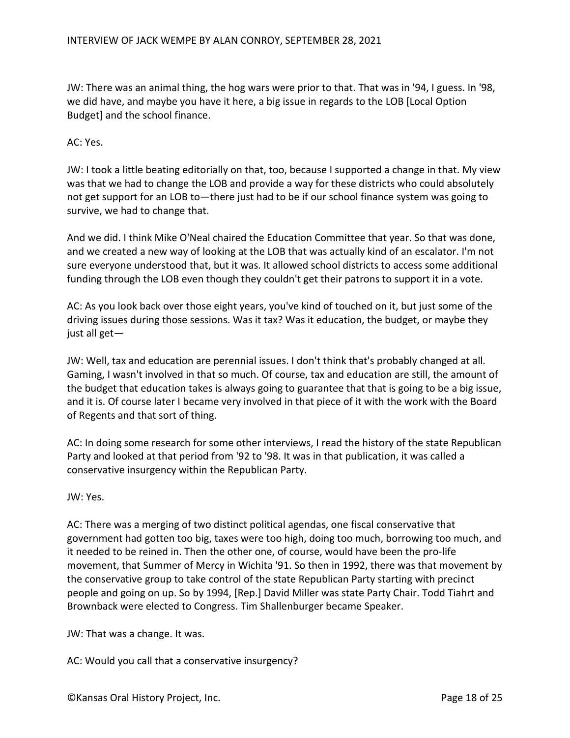JW: There was an animal thing, the hog wars were prior to that. That was in '94, I guess. In '98, we did have, and maybe you have it here, a big issue in regards to the LOB [Local Option Budget] and the school finance.

AC: Yes.

JW: I took a little beating editorially on that, too, because I supported a change in that. My view was that we had to change the LOB and provide a way for these districts who could absolutely not get support for an LOB to—there just had to be if our school finance system was going to survive, we had to change that.

And we did. I think Mike O'Neal chaired the Education Committee that year. So that was done, and we created a new way of looking at the LOB that was actually kind of an escalator. I'm not sure everyone understood that, but it was. It allowed school districts to access some additional funding through the LOB even though they couldn't get their patrons to support it in a vote.

AC: As you look back over those eight years, you've kind of touched on it, but just some of the driving issues during those sessions. Was it tax? Was it education, the budget, or maybe they just all get—

JW: Well, tax and education are perennial issues. I don't think that's probably changed at all. Gaming, I wasn't involved in that so much. Of course, tax and education are still, the amount of the budget that education takes is always going to guarantee that that is going to be a big issue, and it is. Of course later I became very involved in that piece of it with the work with the Board of Regents and that sort of thing.

AC: In doing some research for some other interviews, I read the history of the state Republican Party and looked at that period from '92 to '98. It was in that publication, it was called a conservative insurgency within the Republican Party.

JW: Yes.

AC: There was a merging of two distinct political agendas, one fiscal conservative that government had gotten too big, taxes were too high, doing too much, borrowing too much, and it needed to be reined in. Then the other one, of course, would have been the pro-life movement, that Summer of Mercy in Wichita '91. So then in 1992, there was that movement by the conservative group to take control of the state Republican Party starting with precinct people and going on up. So by 1994, [Rep.] David Miller was state Party Chair. Todd Tiahrt and Brownback were elected to Congress. Tim Shallenburger became Speaker.

JW: That was a change. It was.

AC: Would you call that a conservative insurgency?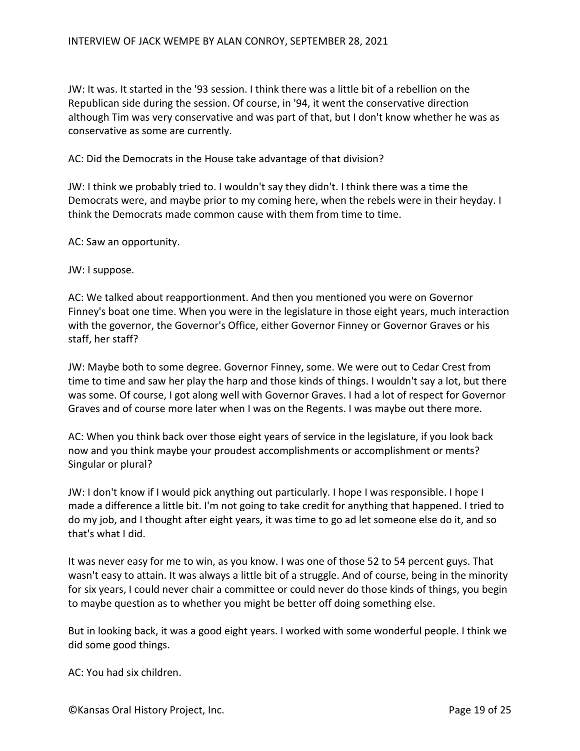JW: It was. It started in the '93 session. I think there was a little bit of a rebellion on the Republican side during the session. Of course, in '94, it went the conservative direction although Tim was very conservative and was part of that, but I don't know whether he was as conservative as some are currently.

AC: Did the Democrats in the House take advantage of that division?

JW: I think we probably tried to. I wouldn't say they didn't. I think there was a time the Democrats were, and maybe prior to my coming here, when the rebels were in their heyday. I think the Democrats made common cause with them from time to time.

AC: Saw an opportunity.

JW: I suppose.

AC: We talked about reapportionment. And then you mentioned you were on Governor Finney's boat one time. When you were in the legislature in those eight years, much interaction with the governor, the Governor's Office, either Governor Finney or Governor Graves or his staff, her staff?

JW: Maybe both to some degree. Governor Finney, some. We were out to Cedar Crest from time to time and saw her play the harp and those kinds of things. I wouldn't say a lot, but there was some. Of course, I got along well with Governor Graves. I had a lot of respect for Governor Graves and of course more later when I was on the Regents. I was maybe out there more.

AC: When you think back over those eight years of service in the legislature, if you look back now and you think maybe your proudest accomplishments or accomplishment or ments? Singular or plural?

JW: I don't know if I would pick anything out particularly. I hope I was responsible. I hope I made a difference a little bit. I'm not going to take credit for anything that happened. I tried to do my job, and I thought after eight years, it was time to go ad let someone else do it, and so that's what I did.

It was never easy for me to win, as you know. I was one of those 52 to 54 percent guys. That wasn't easy to attain. It was always a little bit of a struggle. And of course, being in the minority for six years, I could never chair a committee or could never do those kinds of things, you begin to maybe question as to whether you might be better off doing something else.

But in looking back, it was a good eight years. I worked with some wonderful people. I think we did some good things.

AC: You had six children.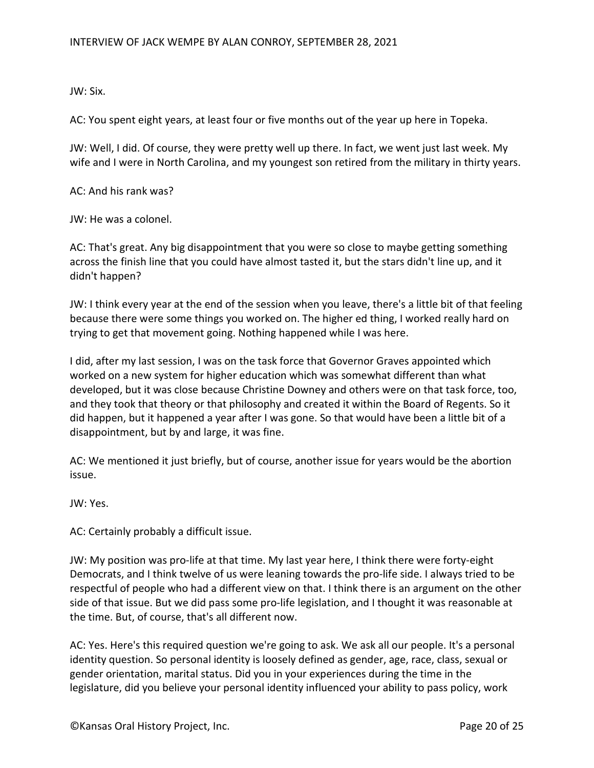JW: Six.

AC: You spent eight years, at least four or five months out of the year up here in Topeka.

JW: Well, I did. Of course, they were pretty well up there. In fact, we went just last week. My wife and I were in North Carolina, and my youngest son retired from the military in thirty years.

AC: And his rank was?

JW: He was a colonel.

AC: That's great. Any big disappointment that you were so close to maybe getting something across the finish line that you could have almost tasted it, but the stars didn't line up, and it didn't happen?

JW: I think every year at the end of the session when you leave, there's a little bit of that feeling because there were some things you worked on. The higher ed thing, I worked really hard on trying to get that movement going. Nothing happened while I was here.

I did, after my last session, I was on the task force that Governor Graves appointed which worked on a new system for higher education which was somewhat different than what developed, but it was close because Christine Downey and others were on that task force, too, and they took that theory or that philosophy and created it within the Board of Regents. So it did happen, but it happened a year after I was gone. So that would have been a little bit of a disappointment, but by and large, it was fine.

AC: We mentioned it just briefly, but of course, another issue for years would be the abortion issue.

JW: Yes.

AC: Certainly probably a difficult issue.

JW: My position was pro-life at that time. My last year here, I think there were forty-eight Democrats, and I think twelve of us were leaning towards the pro-life side. I always tried to be respectful of people who had a different view on that. I think there is an argument on the other side of that issue. But we did pass some pro-life legislation, and I thought it was reasonable at the time. But, of course, that's all different now.

AC: Yes. Here's this required question we're going to ask. We ask all our people. It's a personal identity question. So personal identity is loosely defined as gender, age, race, class, sexual or gender orientation, marital status. Did you in your experiences during the time in the legislature, did you believe your personal identity influenced your ability to pass policy, work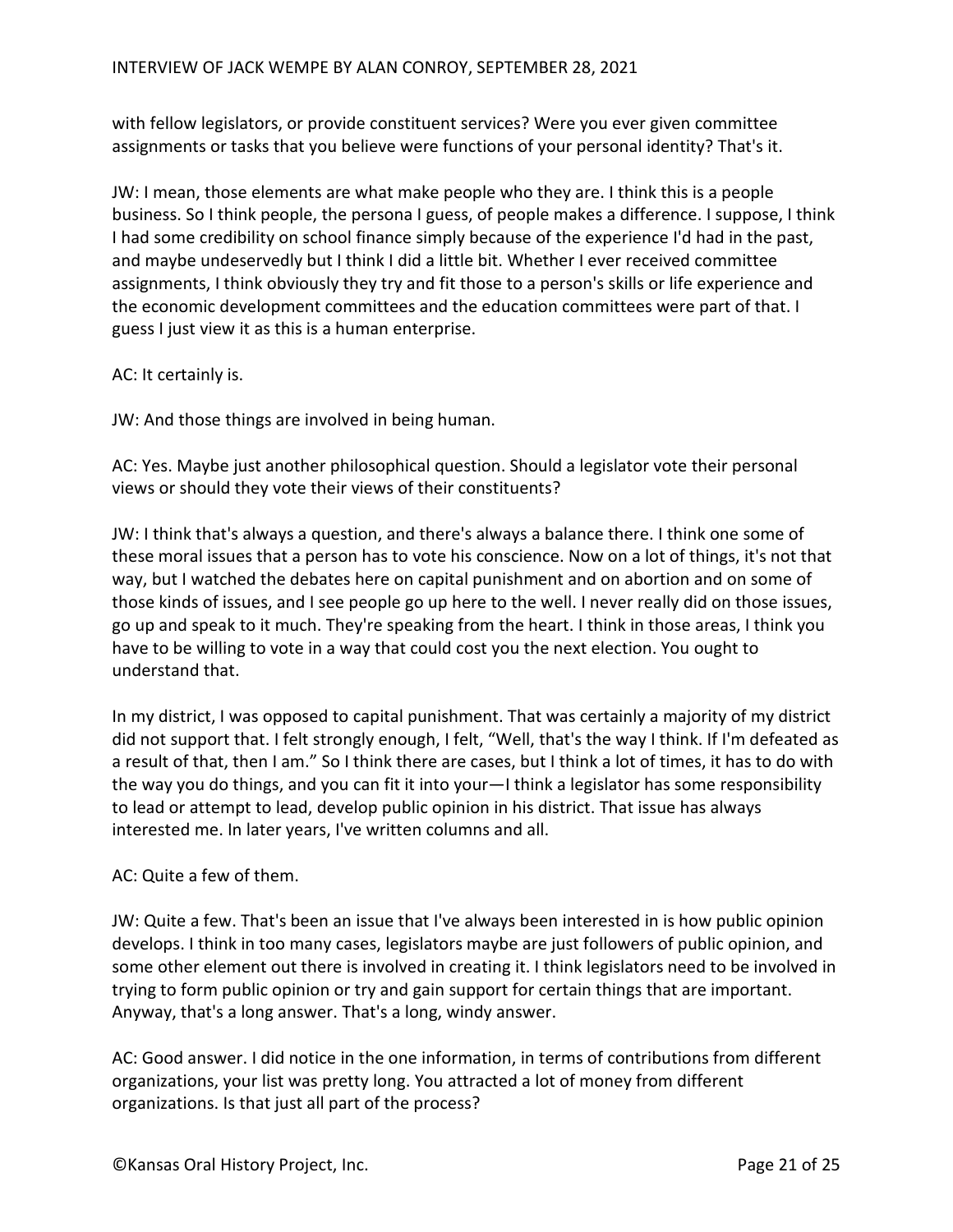with fellow legislators, or provide constituent services? Were you ever given committee assignments or tasks that you believe were functions of your personal identity? That's it.

JW: I mean, those elements are what make people who they are. I think this is a people business. So I think people, the persona I guess, of people makes a difference. I suppose, I think I had some credibility on school finance simply because of the experience I'd had in the past, and maybe undeservedly but I think I did a little bit. Whether I ever received committee assignments, I think obviously they try and fit those to a person's skills or life experience and the economic development committees and the education committees were part of that. I guess I just view it as this is a human enterprise.

AC: It certainly is.

JW: And those things are involved in being human.

AC: Yes. Maybe just another philosophical question. Should a legislator vote their personal views or should they vote their views of their constituents?

JW: I think that's always a question, and there's always a balance there. I think one some of these moral issues that a person has to vote his conscience. Now on a lot of things, it's not that way, but I watched the debates here on capital punishment and on abortion and on some of those kinds of issues, and I see people go up here to the well. I never really did on those issues, go up and speak to it much. They're speaking from the heart. I think in those areas, I think you have to be willing to vote in a way that could cost you the next election. You ought to understand that.

In my district, I was opposed to capital punishment. That was certainly a majority of my district did not support that. I felt strongly enough, I felt, "Well, that's the way I think. If I'm defeated as a result of that, then I am." So I think there are cases, but I think a lot of times, it has to do with the way you do things, and you can fit it into your—I think a legislator has some responsibility to lead or attempt to lead, develop public opinion in his district. That issue has always interested me. In later years, I've written columns and all.

AC: Quite a few of them.

JW: Quite a few. That's been an issue that I've always been interested in is how public opinion develops. I think in too many cases, legislators maybe are just followers of public opinion, and some other element out there is involved in creating it. I think legislators need to be involved in trying to form public opinion or try and gain support for certain things that are important. Anyway, that's a long answer. That's a long, windy answer.

AC: Good answer. I did notice in the one information, in terms of contributions from different organizations, your list was pretty long. You attracted a lot of money from different organizations. Is that just all part of the process?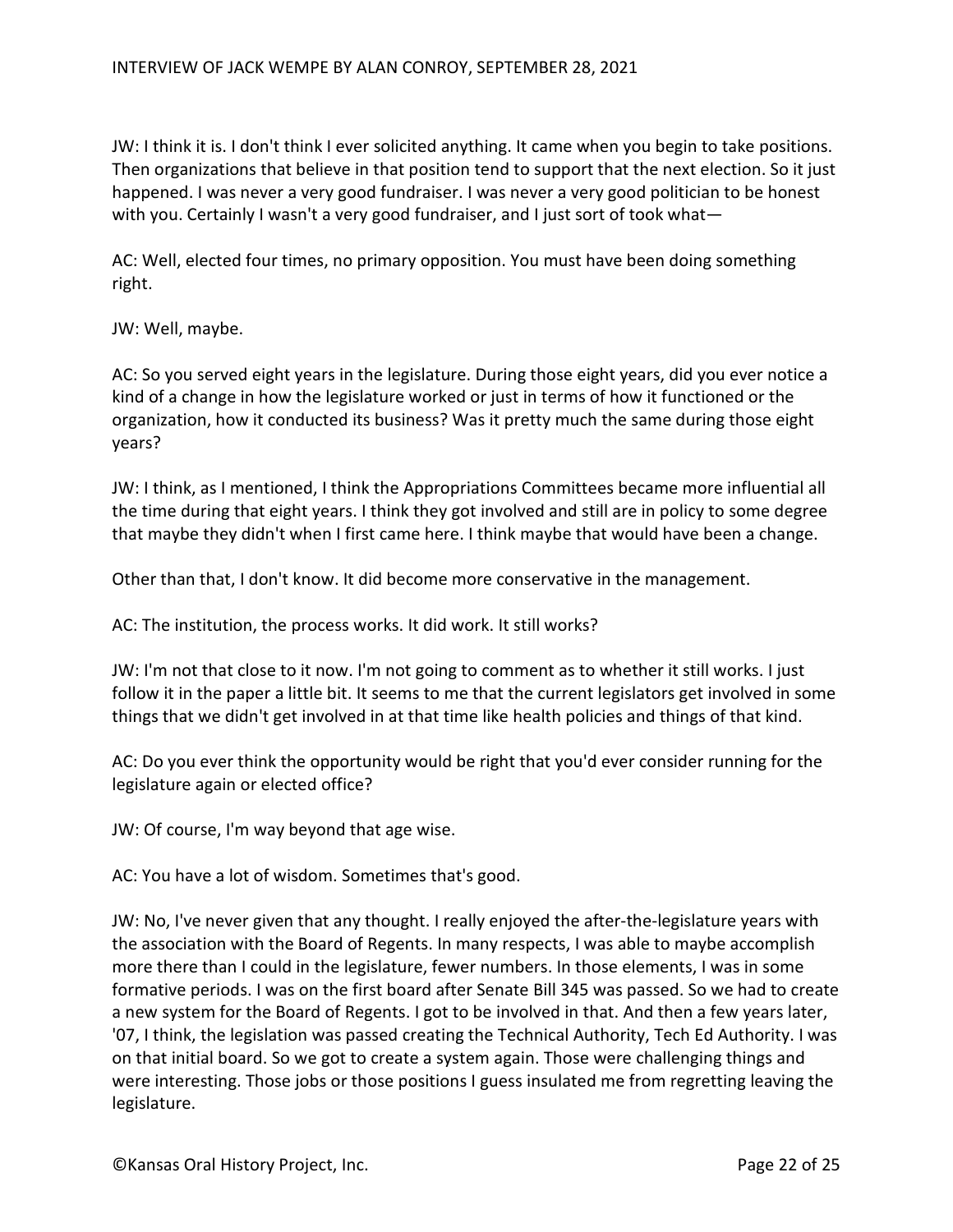JW: I think it is. I don't think I ever solicited anything. It came when you begin to take positions. Then organizations that believe in that position tend to support that the next election. So it just happened. I was never a very good fundraiser. I was never a very good politician to be honest with you. Certainly I wasn't a very good fundraiser, and I just sort of took what—

AC: Well, elected four times, no primary opposition. You must have been doing something right.

JW: Well, maybe.

AC: So you served eight years in the legislature. During those eight years, did you ever notice a kind of a change in how the legislature worked or just in terms of how it functioned or the organization, how it conducted its business? Was it pretty much the same during those eight years?

JW: I think, as I mentioned, I think the Appropriations Committees became more influential all the time during that eight years. I think they got involved and still are in policy to some degree that maybe they didn't when I first came here. I think maybe that would have been a change.

Other than that, I don't know. It did become more conservative in the management.

AC: The institution, the process works. It did work. It still works?

JW: I'm not that close to it now. I'm not going to comment as to whether it still works. I just follow it in the paper a little bit. It seems to me that the current legislators get involved in some things that we didn't get involved in at that time like health policies and things of that kind.

AC: Do you ever think the opportunity would be right that you'd ever consider running for the legislature again or elected office?

JW: Of course, I'm way beyond that age wise.

AC: You have a lot of wisdom. Sometimes that's good.

JW: No, I've never given that any thought. I really enjoyed the after-the-legislature years with the association with the Board of Regents. In many respects, I was able to maybe accomplish more there than I could in the legislature, fewer numbers. In those elements, I was in some formative periods. I was on the first board after Senate Bill 345 was passed. So we had to create a new system for the Board of Regents. I got to be involved in that. And then a few years later, '07, I think, the legislation was passed creating the Technical Authority, Tech Ed Authority. I was on that initial board. So we got to create a system again. Those were challenging things and were interesting. Those jobs or those positions I guess insulated me from regretting leaving the legislature.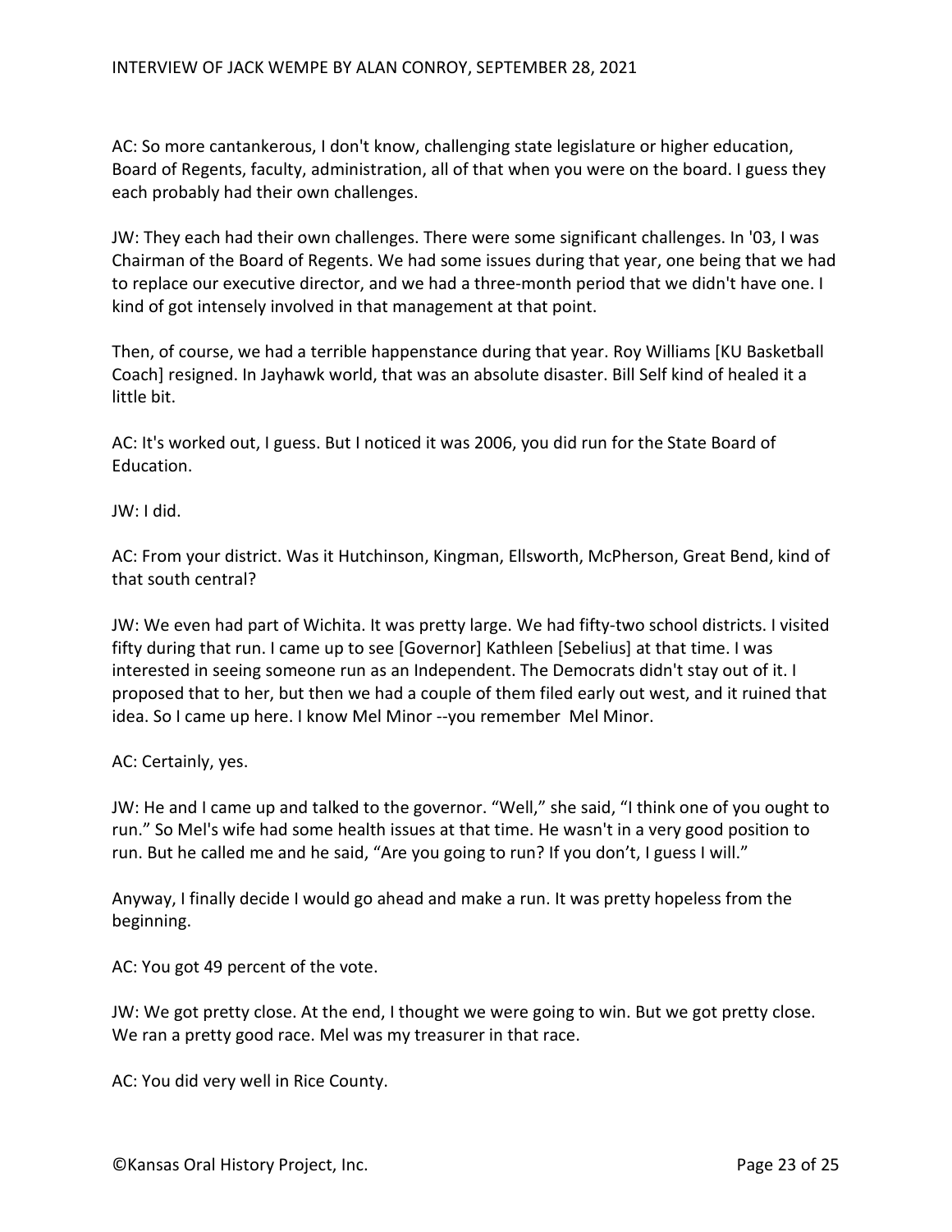AC: So more cantankerous, I don't know, challenging state legislature or higher education, Board of Regents, faculty, administration, all of that when you were on the board. I guess they each probably had their own challenges.

JW: They each had their own challenges. There were some significant challenges. In '03, I was Chairman of the Board of Regents. We had some issues during that year, one being that we had to replace our executive director, and we had a three-month period that we didn't have one. I kind of got intensely involved in that management at that point.

Then, of course, we had a terrible happenstance during that year. Roy Williams [KU Basketball Coach] resigned. In Jayhawk world, that was an absolute disaster. Bill Self kind of healed it a little bit.

AC: It's worked out, I guess. But I noticed it was 2006, you did run for the State Board of Education.

JW: I did.

AC: From your district. Was it Hutchinson, Kingman, Ellsworth, McPherson, Great Bend, kind of that south central?

JW: We even had part of Wichita. It was pretty large. We had fifty-two school districts. I visited fifty during that run. I came up to see [Governor] Kathleen [Sebelius] at that time. I was interested in seeing someone run as an Independent. The Democrats didn't stay out of it. I proposed that to her, but then we had a couple of them filed early out west, and it ruined that idea. So I came up here. I know Mel Minor --you remember Mel Minor.

AC: Certainly, yes.

JW: He and I came up and talked to the governor. "Well," she said, "I think one of you ought to run." So Mel's wife had some health issues at that time. He wasn't in a very good position to run. But he called me and he said, "Are you going to run? If you don't, I guess I will."

Anyway, I finally decide I would go ahead and make a run. It was pretty hopeless from the beginning.

AC: You got 49 percent of the vote.

JW: We got pretty close. At the end, I thought we were going to win. But we got pretty close. We ran a pretty good race. Mel was my treasurer in that race.

AC: You did very well in Rice County.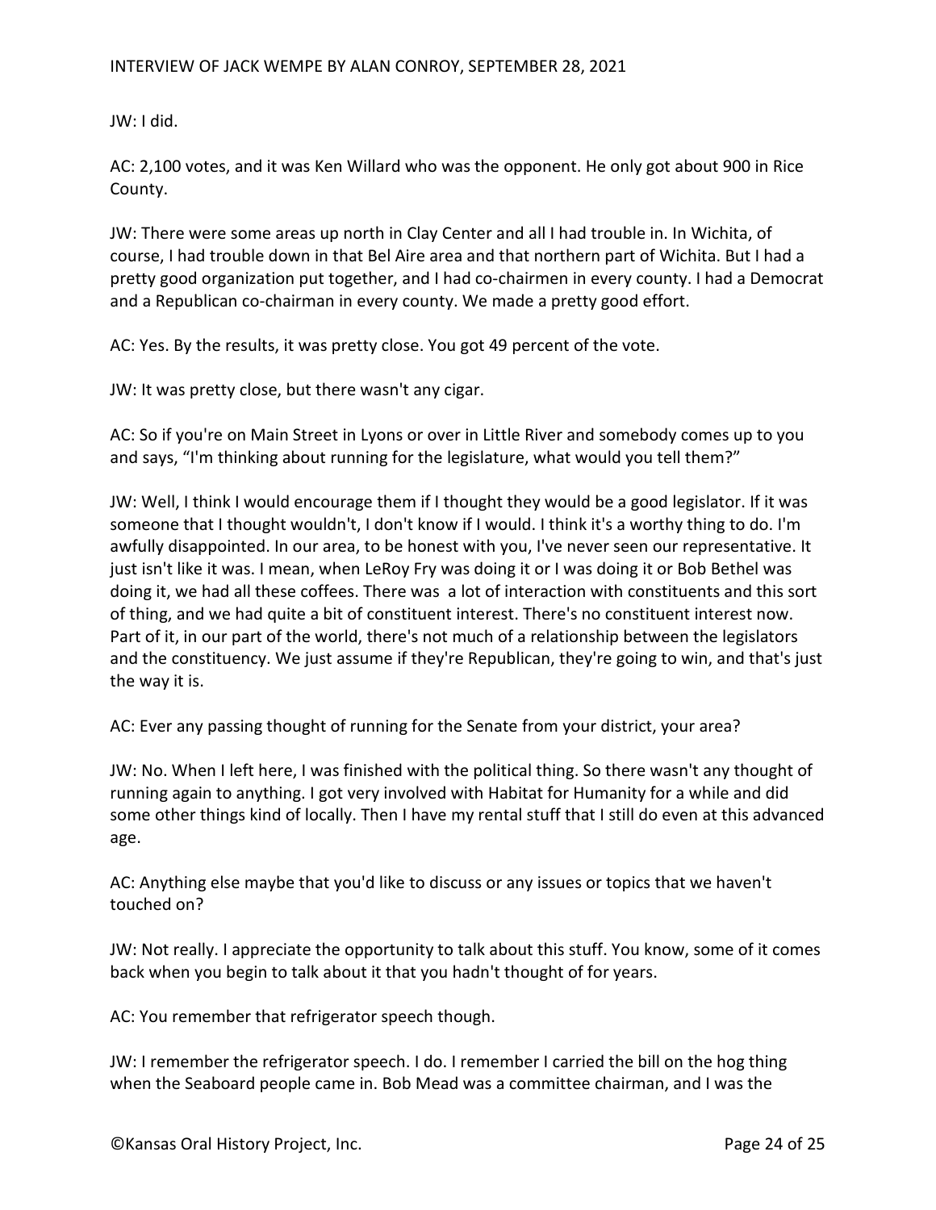JW: I did.

AC: 2,100 votes, and it was Ken Willard who was the opponent. He only got about 900 in Rice County.

JW: There were some areas up north in Clay Center and all I had trouble in. In Wichita, of course, I had trouble down in that Bel Aire area and that northern part of Wichita. But I had a pretty good organization put together, and I had co-chairmen in every county. I had a Democrat and a Republican co-chairman in every county. We made a pretty good effort.

AC: Yes. By the results, it was pretty close. You got 49 percent of the vote.

JW: It was pretty close, but there wasn't any cigar.

AC: So if you're on Main Street in Lyons or over in Little River and somebody comes up to you and says, "I'm thinking about running for the legislature, what would you tell them?"

JW: Well, I think I would encourage them if I thought they would be a good legislator. If it was someone that I thought wouldn't, I don't know if I would. I think it's a worthy thing to do. I'm awfully disappointed. In our area, to be honest with you, I've never seen our representative. It just isn't like it was. I mean, when LeRoy Fry was doing it or I was doing it or Bob Bethel was doing it, we had all these coffees. There was a lot of interaction with constituents and this sort of thing, and we had quite a bit of constituent interest. There's no constituent interest now. Part of it, in our part of the world, there's not much of a relationship between the legislators and the constituency. We just assume if they're Republican, they're going to win, and that's just the way it is.

AC: Ever any passing thought of running for the Senate from your district, your area?

JW: No. When I left here, I was finished with the political thing. So there wasn't any thought of running again to anything. I got very involved with Habitat for Humanity for a while and did some other things kind of locally. Then I have my rental stuff that I still do even at this advanced age.

AC: Anything else maybe that you'd like to discuss or any issues or topics that we haven't touched on?

JW: Not really. I appreciate the opportunity to talk about this stuff. You know, some of it comes back when you begin to talk about it that you hadn't thought of for years.

AC: You remember that refrigerator speech though.

JW: I remember the refrigerator speech. I do. I remember I carried the bill on the hog thing when the Seaboard people came in. Bob Mead was a committee chairman, and I was the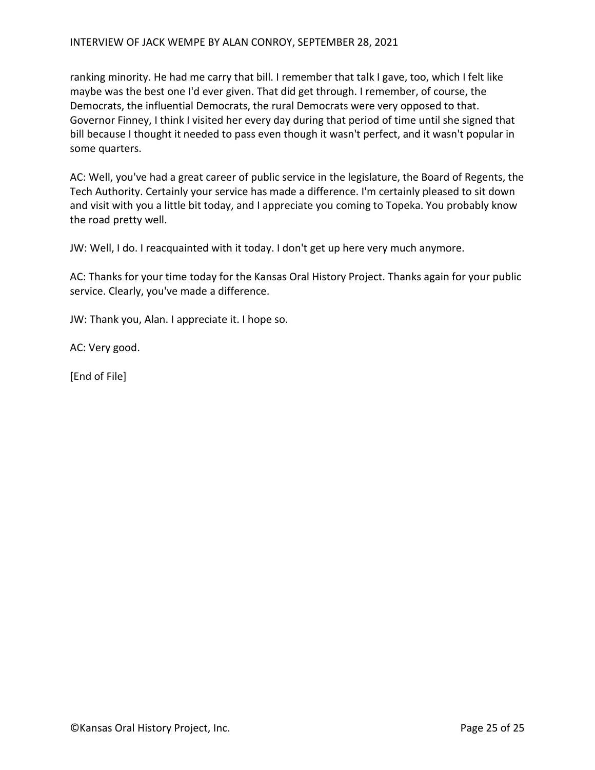ranking minority. He had me carry that bill. I remember that talk I gave, too, which I felt like maybe was the best one I'd ever given. That did get through. I remember, of course, the Democrats, the influential Democrats, the rural Democrats were very opposed to that. Governor Finney, I think I visited her every day during that period of time until she signed that bill because I thought it needed to pass even though it wasn't perfect, and it wasn't popular in some quarters.

AC: Well, you've had a great career of public service in the legislature, the Board of Regents, the Tech Authority. Certainly your service has made a difference. I'm certainly pleased to sit down and visit with you a little bit today, and I appreciate you coming to Topeka. You probably know the road pretty well.

JW: Well, I do. I reacquainted with it today. I don't get up here very much anymore.

AC: Thanks for your time today for the Kansas Oral History Project. Thanks again for your public service. Clearly, you've made a difference.

JW: Thank you, Alan. I appreciate it. I hope so.

AC: Very good.

[End of File]